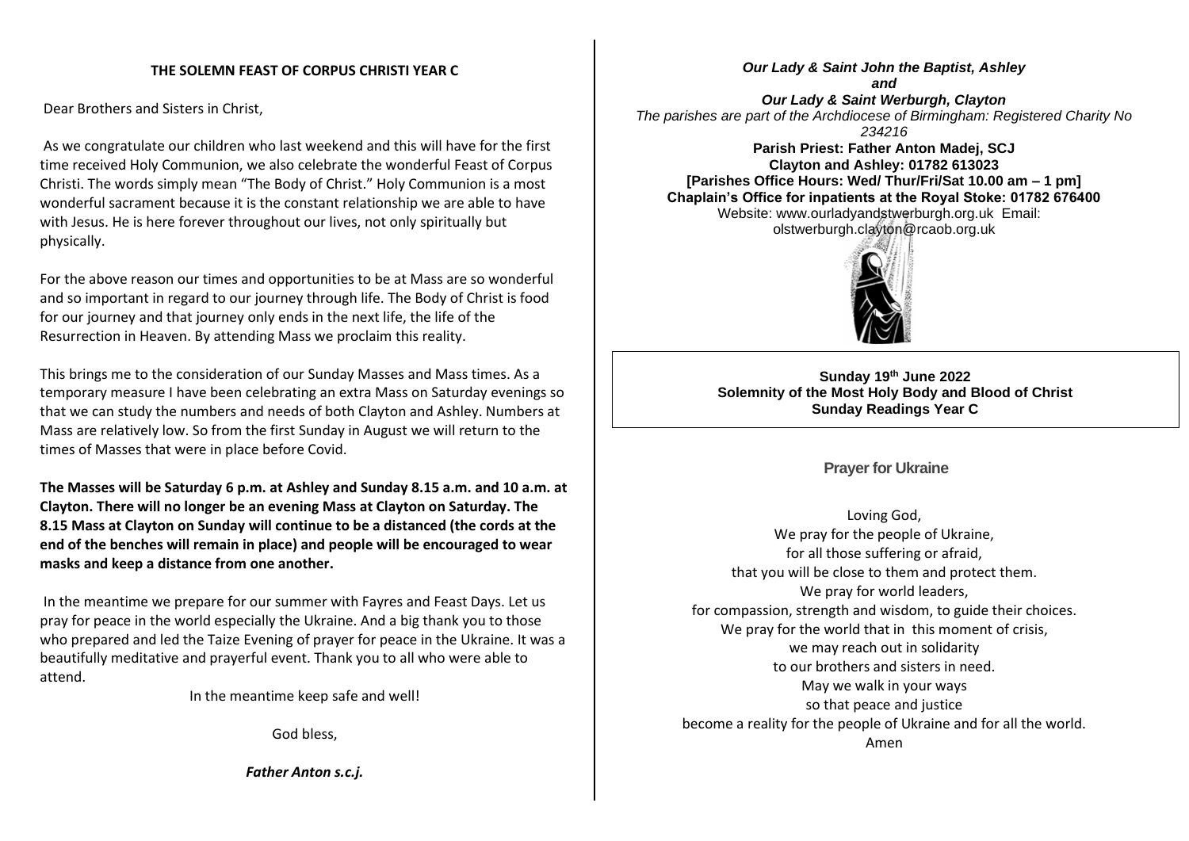# THE SOLEMN FEAST OF CORPUS CHRISTI YEAR C

Dear Brothers and Sisters in Christ,

As we congratulate our children who last weekend and this will have for the first time received Holy Communion, we also celebrate the wonderful Feast of Corpus Christi. The words simply mean "The Body of Christ." Holy Communion is a most wonderful sacrament because it is the constant relationship we are able to have with Jesus. He is here forever throughout our lives, not only spiritually but physically.

For the above reason our times and opportunities to be at Mass are so wonderful and so important in regard to our journey through life. The Body of Christ is food for our journey and that journey only ends in the next life, the life of the Resurrection in Heaven. By attending Mass we proclaim this reality.

This brings me to the consideration of our Sunday Masses and Mass times. As a temporary measure I have been celebrating an extra Mass on Saturday evenings so that we can study the numbers and needs of both Clayton and Ashley. Numbers at Mass are relatively low. So from the first Sunday in August we will return to the times of Masses that were in place before Covid.

**The Masses will be Saturday 6 p.m. at Ashley and Sunday 8.15 a.m. and 10 a.m. at Clayton. There will no longer be an evening Mass at Clayton on Saturday. The 8.15 Mass at Clayton on Sunday will continue to be a distanced (the cords at the end of the benches will remain in place) and people will be encouraged to wear masks and keep a distance from one another.**

In the meantime we prepare for our summer with Fayres and Feast Days. Let us pray for peace in the world especially the Ukraine. And a big thank you to those who prepared and led the Taize Evening of prayer for peace in the Ukraine. It was a beautifully meditative and prayerful event. Thank you to all who were able to attend.

In the meantime keep safe and well!

God bless,

***Father Anton s.c.j.***

***Our Lady & Saint John the Baptist, Ashley***
***and***
***Our Lady & Saint Werburgh, Clayton***

*The parishes are part of the Archdiocese of Birmingham: Registered Charity No 234216*

**Parish Priest: Father Anton Madej, SCJ**
**Clayton and Ashley: 01782 613023**
**[Parishes Office Hours: Wed/ Thur/Fri/Sat 10.00 am – 1 pm]**
**Chaplain's Office for inpatients at the Royal Stoke: 01782 676400**

Website: www.ourladyandstwerburgh.org.uk Email: olstwerburgh.clayton@rcaob.org.uk

**Sunday 19th June 2022**
**Solemnity of the Most Holy Body and Blood of Christ**
**Sunday Readings Year C**

## Prayer for Ukraine

Loving God,
We pray for the people of Ukraine,
for all those suffering or afraid,
that you will be close to them and protect them.
We pray for world leaders,
for compassion, strength and wisdom, to guide their choices.
We pray for the world that in this moment of crisis,
we may reach out in solidarity
to our brothers and sisters in need.
May we walk in your ways
so that peace and justice
become a reality for the people of Ukraine and for all the world.
Amen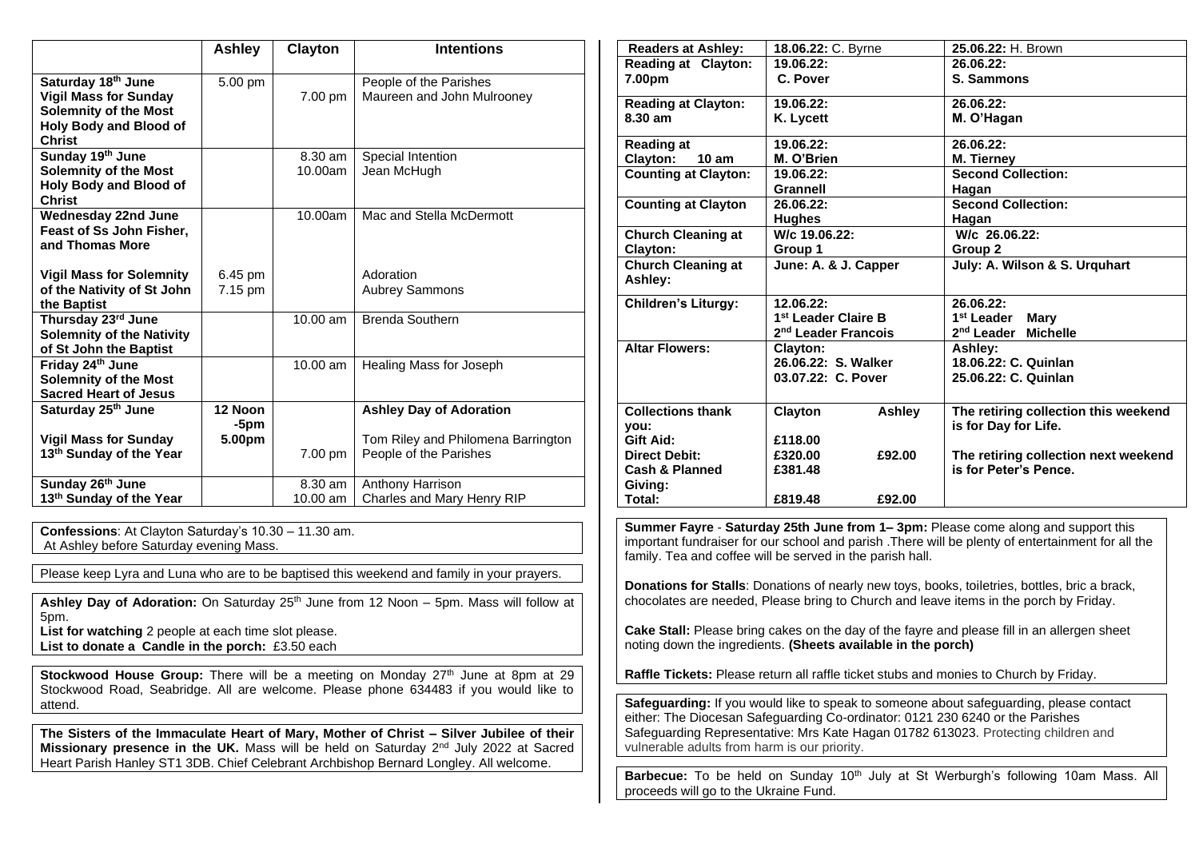| | Ashley | Clayton | Intentions |
|---|---|---|---|
| **Saturday 18th June** **Vigil Mass for Sunday Solemnity of the Most Holy Body and Blood of Christ** | 5.00 pm | 7.00 pm | People of the Parishes Maureen and John Mulrooney |
| **Sunday 19th June** **Solemnity of the Most Holy Body and Blood of Christ** | | 8.30 am 10.00am | Special Intention Jean McHugh |
| **Wednesday 22nd June** **Feast of Ss John Fisher, and Thomas More** | | 10.00am | Mac and Stella McDermott |
| **Vigil Mass for Solemnity of the Nativity of St John the Baptist** | 6.45 pm 7.15 pm | | Adoration Aubrey Sammons |
| **Thursday 23rd June** **Solemnity of the Nativity of St John the Baptist** | | 10.00 am | Brenda Southern |
| **Friday 24th June** **Solemnity of the Most Sacred Heart of Jesus** | | 10.00 am | Healing Mass for Joseph |
| **Saturday 25th June** | **12 Noon -5pm** | | **Ashley Day of Adoration** |
| **Vigil Mass for Sunday 13th Sunday of the Year** | **5.00pm** | 7.00 pm | Tom Riley and Philomena Barrington People of the Parishes |
| **Sunday 26th June** **13th Sunday of the Year** | | 8.30 am 10.00 am | Anthony Harrison Charles and Mary Henry RIP |

**Confessions**: At Clayton Saturday's 10.30 – 11.30 am.
At Ashley before Saturday evening Mass.

Please keep Lyra and Luna who are to be baptised this weekend and family in your prayers.

**Ashley Day of Adoration:** On Saturday 25th June from 12 Noon – 5pm. Mass will follow at 5pm.
**List for watching** 2 people at each time slot please.
**List to donate a Candle in the porch:** £3.50 each

**Stockwood House Group:** There will be a meeting on Monday 27th June at 8pm at 29 Stockwood Road, Seabridge. All are welcome. Please phone 634483 if you would like to attend.

**The Sisters of the Immaculate Heart of Mary, Mother of Christ – Silver Jubilee of their Missionary presence in the UK.** Mass will be held on Saturday 2nd July 2022 at Sacred Heart Parish Hanley ST1 3DB. Chief Celebrant Archbishop Bernard Longley. All welcome.

| | | |
|---|---|---|
| **Readers at Ashley:** | **18.06.22:** C. Byrne | **25.06.22:** H. Brown |
| **Reading at Clayton: 7.00pm** | **19.06.22: C. Pover** | **26.06.22: S. Sammons** |
| **Reading at Clayton: 8.30 am** | **19.06.22: K. Lycett** | **26.06.22: M. O'Hagan** |
| **Reading at Clayton: 10 am** | **19.06.22: M. O'Brien** | **26.06.22: M. Tierney** |
| **Counting at Clayton:** | **19.06.22: Grannell** | **Second Collection: Hagan** |
| **Counting at Clayton** | **26.06.22: Hughes** | **Second Collection: Hagan** |
| **Church Cleaning at Clayton:** | **W/c 19.06.22: Group 1** | **W/c 26.06.22: Group 2** |
| **Church Cleaning at Ashley:** | **June: A. & J. Capper** | **July: A. Wilson & S. Urquhart** |
| **Children's Liturgy:** | **12.06.22: 1st Leader Claire B 2nd Leader Francois** | **26.06.22: 1st Leader Mary 2nd Leader Michelle** |
| **Altar Flowers:** | **Clayton: 26.06.22: S. Walker 03.07.22: C. Pover** | **Ashley: 18.06.22: C. Quinlan 25.06.22: C. Quinlan** |

| **Collections thank you:** | **Clayton** | **Ashley** | |
|---|---|---|---|
| **Gift Aid:** | **£118.00** | | **The retiring collection this weekend is for Day for Life.** |
| **Direct Debit:** | **£320.00** | **£92.00** | **The retiring collection next weekend is for Peter's Pence.** |
| **Cash & Planned Giving:** | **£381.48** | | |
| **Total:** | **£819.48** | **£92.00** | |

**Summer Fayre** - **Saturday 25th June from 1– 3pm:** Please come along and support this important fundraiser for our school and parish .There will be plenty of entertainment for all the family. Tea and coffee will be served in the parish hall.

**Donations for Stalls**: Donations of nearly new toys, books, toiletries, bottles, bric a brack, chocolates are needed, Please bring to Church and leave items in the porch by Friday.

**Cake Stall:** Please bring cakes on the day of the fayre and please fill in an allergen sheet noting down the ingredients. **(Sheets available in the porch)**

**Raffle Tickets:** Please return all raffle ticket stubs and monies to Church by Friday.

**Safeguarding:** If you would like to speak to someone about safeguarding, please contact either: The Diocesan Safeguarding Co-ordinator: 0121 230 6240 or the Parishes Safeguarding Representative: Mrs Kate Hagan 01782 613023. Protecting children and vulnerable adults from harm is our priority.

**Barbecue:** To be held on Sunday 10th July at St Werburgh's following 10am Mass. All proceeds will go to the Ukraine Fund.